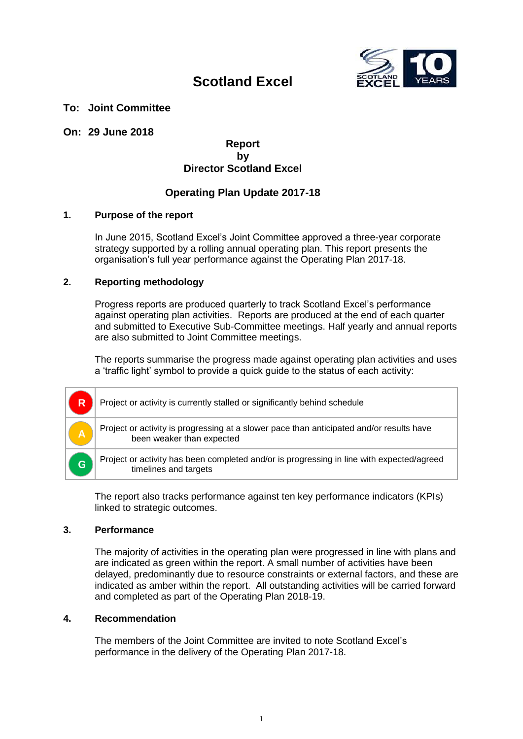# Scotland Excel

**To: Joint Committee**

**On: 29 June 2018**

**Report**
**by**
**Director Scotland Excel**

## Operating Plan Update 2017-18

### 1. Purpose of the report

In June 2015, Scotland Excel's Joint Committee approved a three-year corporate strategy supported by a rolling annual operating plan. This report presents the organisation's full year performance against the Operating Plan 2017-18.

### 2. Reporting methodology

Progress reports are produced quarterly to track Scotland Excel's performance against operating plan activities. Reports are produced at the end of each quarter and submitted to Executive Sub-Committee meetings. Half yearly and annual reports are also submitted to Joint Committee meetings.

The reports summarise the progress made against operating plan activities and uses a 'traffic light' symbol to provide a quick guide to the status of each activity:

| | |
|---|---|
| R | Project or activity is currently stalled or significantly behind schedule |
| A | Project or activity is progressing at a slower pace than anticipated and/or results have been weaker than expected |
| G | Project or activity has been completed and/or is progressing in line with expected/agreed timelines and targets |

The report also tracks performance against ten key performance indicators (KPIs) linked to strategic outcomes.

### 3. Performance

The majority of activities in the operating plan were progressed in line with plans and are indicated as green within the report. A small number of activities have been delayed, predominantly due to resource constraints or external factors, and these are indicated as amber within the report. All outstanding activities will be carried forward and completed as part of the Operating Plan 2018-19.

### 4. Recommendation

The members of the Joint Committee are invited to note Scotland Excel's performance in the delivery of the Operating Plan 2017-18.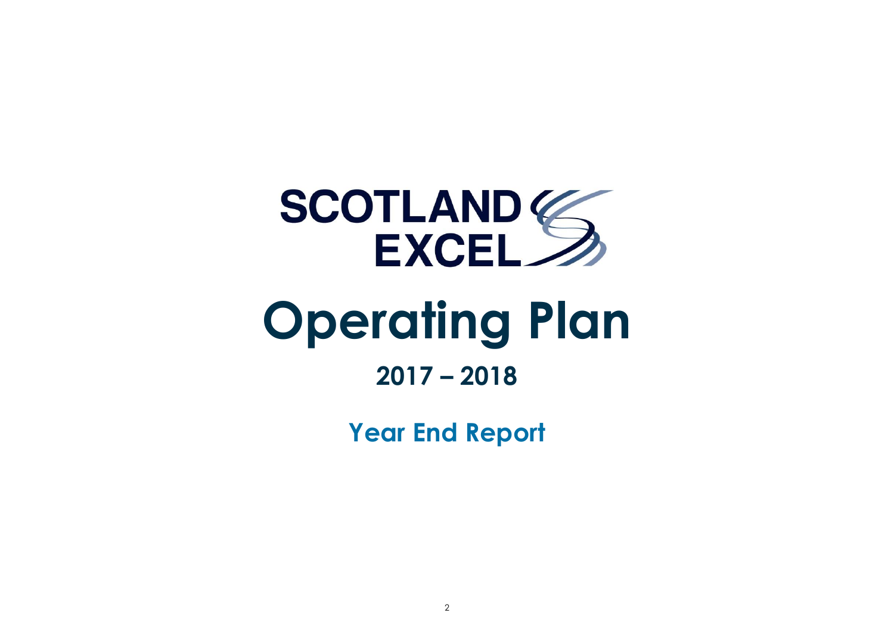SCOTLAND EXCEL

# Operating Plan

## 2017 – 2018

### Year End Report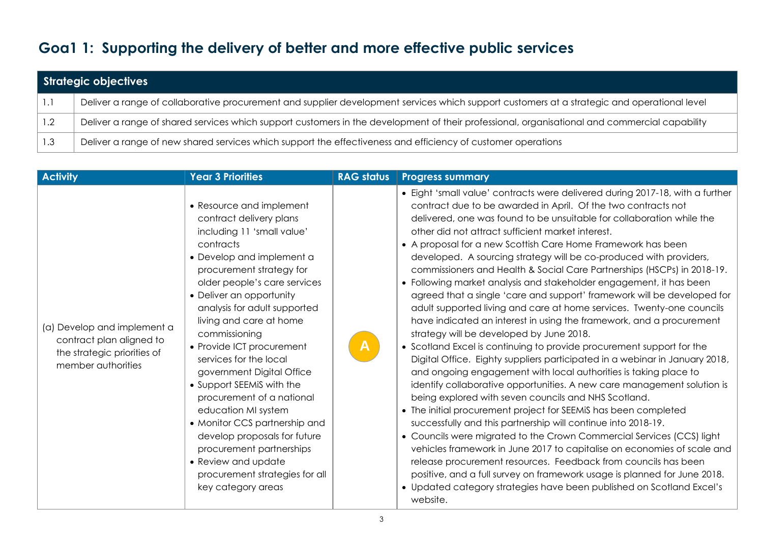# Goa1 1: Supporting the delivery of better and more effective public services

| Strategic objectives | |
|---|---|
| 1.1 | Deliver a range of collaborative procurement and supplier development services which support customers at a strategic and operational level |
| 1.2 | Deliver a range of shared services which support customers in the development of their professional, organisational and commercial capability |
| 1.3 | Deliver a range of new shared services which support the effectiveness and efficiency of customer operations |

| Activity | Year 3 Priorities | RAG status | Progress summary |
|---|---|---|---|
| (a) Develop and implement a contract plan aligned to the strategic priorities of member authorities | • Resource and implement contract delivery plans including 11 'small value' contracts<br>• Develop and implement a procurement strategy for older people's care services<br>• Deliver an opportunity analysis for adult supported living and care at home commissioning<br>• Provide ICT procurement services for the local government Digital Office<br>• Support SEEMiS with the procurement of a national education MI system<br>• Monitor CCS partnership and develop proposals for future procurement partnerships<br>• Review and update procurement strategies for all key category areas | A | • Eight 'small value' contracts were delivered during 2017-18, with a further contract due to be awarded in April. Of the two contracts not delivered, one was found to be unsuitable for collaboration while the other did not attract sufficient market interest.<br>• A proposal for a new Scottish Care Home Framework has been developed. A sourcing strategy will be co-produced with providers, commissioners and Health & Social Care Partnerships (HSCPs) in 2018-19.<br>• Following market analysis and stakeholder engagement, it has been agreed that a single 'care and support' framework will be developed for adult supported living and care at home services. Twenty-one councils have indicated an interest in using the framework, and a procurement strategy will be developed by June 2018.<br>• Scotland Excel is continuing to provide procurement support for the Digital Office. Eighty suppliers participated in a webinar in January 2018, and ongoing engagement with local authorities is taking place to identify collaborative opportunities. A new care management solution is being explored with seven councils and NHS Scotland.<br>• The initial procurement project for SEEMiS has been completed successfully and this partnership will continue into 2018-19.<br>• Councils were migrated to the Crown Commercial Services (CCS) light vehicles framework in June 2017 to capitalise on economies of scale and release procurement resources. Feedback from councils has been positive, and a full survey on framework usage is planned for June 2018.<br>• Updated category strategies have been published on Scotland Excel's website. |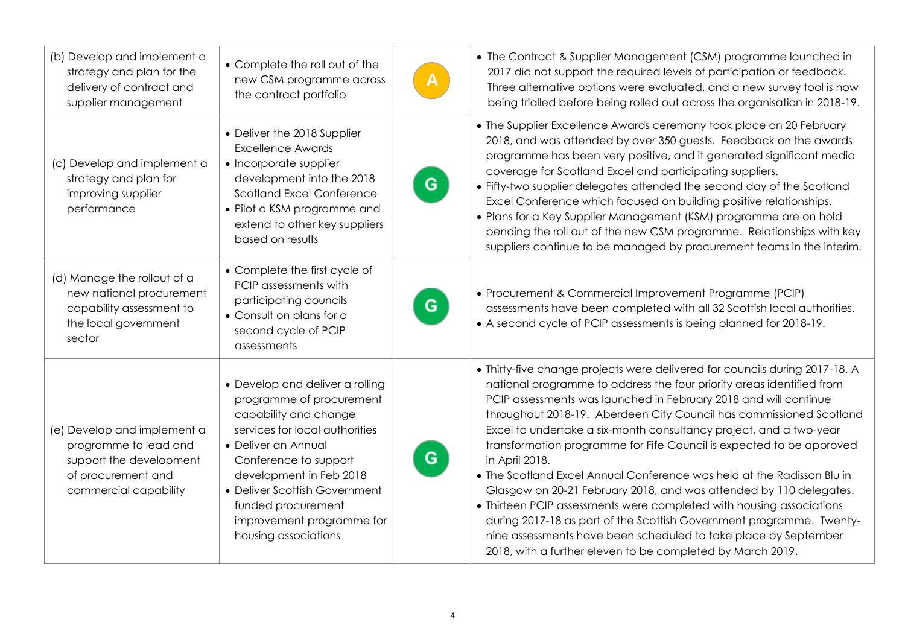| | | | |
|---|---|---|---|
| (b) Develop and implement a strategy and plan for the delivery of contract and supplier management | • Complete the roll out of the new CSM programme across the contract portfolio | A | • The Contract & Supplier Management (CSM) programme launched in 2017 did not support the required levels of participation or feedback. Three alternative options were evaluated, and a new survey tool is now being trialled before being rolled out across the organisation in 2018-19. |
| (c) Develop and implement a strategy and plan for improving supplier performance | • Deliver the 2018 Supplier Excellence Awards<br>• Incorporate supplier development into the 2018 Scotland Excel Conference<br>• Pilot a KSM programme and extend to other key suppliers based on results | G | • The Supplier Excellence Awards ceremony took place on 20 February 2018, and was attended by over 350 guests. Feedback on the awards programme has been very positive, and it generated significant media coverage for Scotland Excel and participating suppliers.<br>• Fifty-two supplier delegates attended the second day of the Scotland Excel Conference which focused on building positive relationships.<br>• Plans for a Key Supplier Management (KSM) programme are on hold pending the roll out of the new CSM programme. Relationships with key suppliers continue to be managed by procurement teams in the interim. |
| (d) Manage the rollout of a new national procurement capability assessment to the local government sector | • Complete the first cycle of PCIP assessments with participating councils<br>• Consult on plans for a second cycle of PCIP assessments | G | • Procurement & Commercial Improvement Programme (PCIP) assessments have been completed with all 32 Scottish local authorities.<br>• A second cycle of PCIP assessments is being planned for 2018-19. |
| (e) Develop and implement a programme to lead and support the development of procurement and commercial capability | • Develop and deliver a rolling programme of procurement capability and change services for local authorities<br>• Deliver an Annual Conference to support development in Feb 2018<br>• Deliver Scottish Government funded procurement improvement programme for housing associations | G | • Thirty-five change projects were delivered for councils during 2017-18. A national programme to address the four priority areas identified from PCIP assessments was launched in February 2018 and will continue throughout 2018-19. Aberdeen City Council has commissioned Scotland Excel to undertake a six-month consultancy project, and a two-year transformation programme for Fife Council is expected to be approved in April 2018.<br>• The Scotland Excel Annual Conference was held at the Radisson Blu in Glasgow on 20-21 February 2018, and was attended by 110 delegates.<br>• Thirteen PCIP assessments were completed with housing associations during 2017-18 as part of the Scottish Government programme. Twenty-nine assessments have been scheduled to take place by September 2018, with a further eleven to be completed by March 2019. |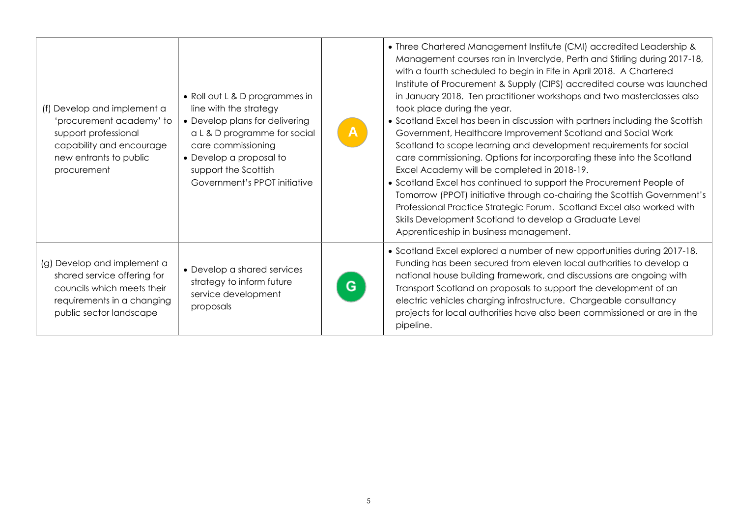| | | | |
|---|---|---|---|
| (f) Develop and implement a 'procurement academy' to support professional capability and encourage new entrants to public procurement | • Roll out L & D programmes in line with the strategy<br>• Develop plans for delivering a L & D programme for social care commissioning<br>• Develop a proposal to support the Scottish Government's PPOT initiative | A | • Three Chartered Management Institute (CMI) accredited Leadership & Management courses ran in Inverclyde, Perth and Stirling during 2017-18, with a fourth scheduled to begin in Fife in April 2018. A Chartered Institute of Procurement & Supply (CIPS) accredited course was launched in January 2018. Ten practitioner workshops and two masterclasses also took place during the year.<br>• Scotland Excel has been in discussion with partners including the Scottish Government, Healthcare Improvement Scotland and Social Work Scotland to scope learning and development requirements for social care commissioning. Options for incorporating these into the Scotland Excel Academy will be completed in 2018-19.<br>• Scotland Excel has continued to support the Procurement People of Tomorrow (PPOT) initiative through co-chairing the Scottish Government's Professional Practice Strategic Forum. Scotland Excel also worked with Skills Development Scotland to develop a Graduate Level Apprenticeship in business management. |
| (g) Develop and implement a shared service offering for councils which meets their requirements in a changing public sector landscape | • Develop a shared services strategy to inform future service development proposals | G | • Scotland Excel explored a number of new opportunities during 2017-18. Funding has been secured from eleven local authorities to develop a national house building framework, and discussions are ongoing with Transport Scotland on proposals to support the development of an electric vehicles charging infrastructure. Chargeable consultancy projects for local authorities have also been commissioned or are in the pipeline. |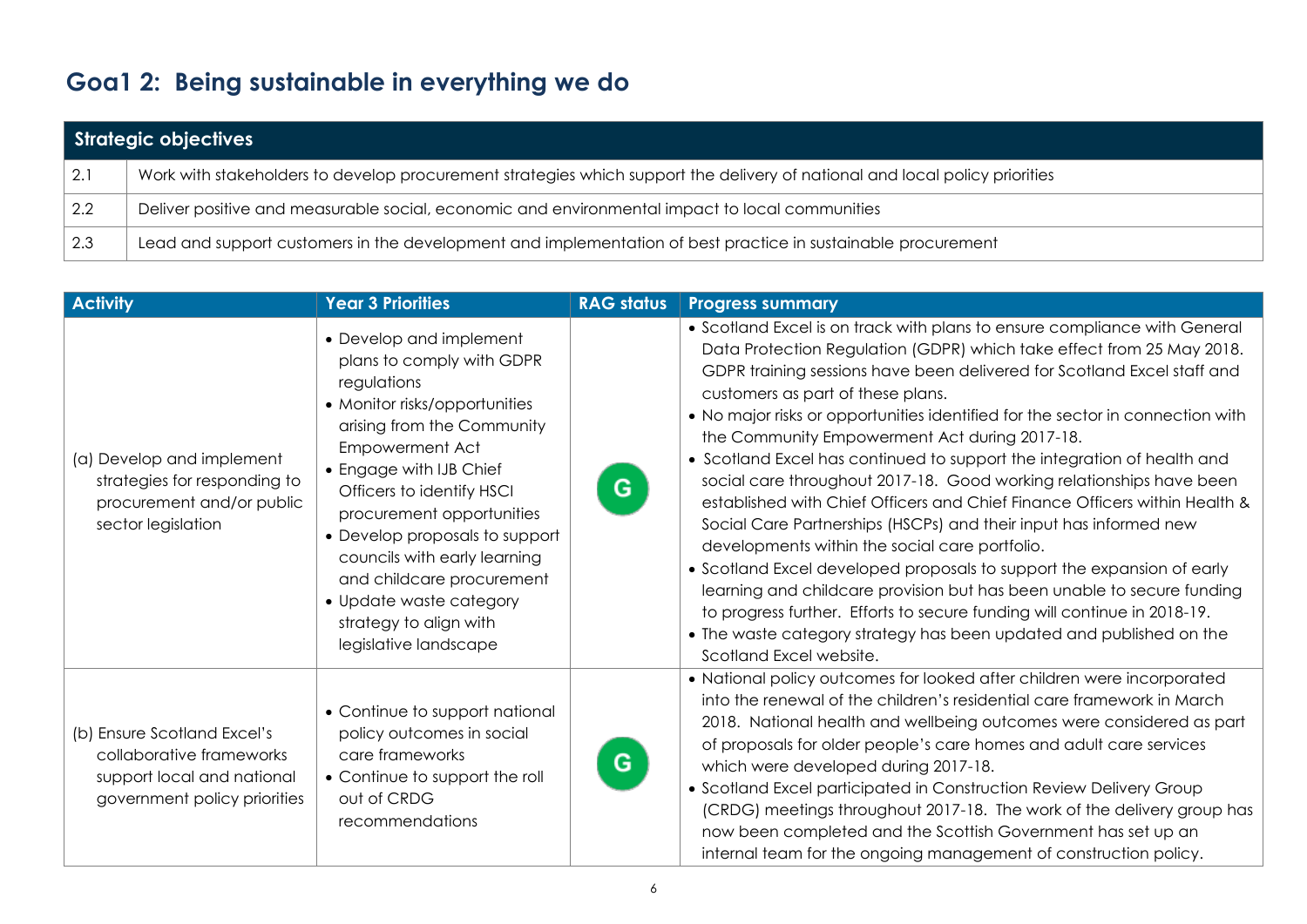# Goa1 2: Being sustainable in everything we do

| Strategic objectives | |
|---|---|
| 2.1 | Work with stakeholders to develop procurement strategies which support the delivery of national and local policy priorities |
| 2.2 | Deliver positive and measurable social, economic and environmental impact to local communities |
| 2.3 | Lead and support customers in the development and implementation of best practice in sustainable procurement |

| Activity | Year 3 Priorities | RAG status | Progress summary |
|---|---|---|---|
| (a) Develop and implement strategies for responding to procurement and/or public sector legislation | • Develop and implement plans to comply with GDPR regulations<br>• Monitor risks/opportunities arising from the Community Empowerment Act<br>• Engage with IJB Chief Officers to identify HSCI procurement opportunities<br>• Develop proposals to support councils with early learning and childcare procurement<br>• Update waste category strategy to align with legislative landscape | G | • Scotland Excel is on track with plans to ensure compliance with General Data Protection Regulation (GDPR) which take effect from 25 May 2018. GDPR training sessions have been delivered for Scotland Excel staff and customers as part of these plans.<br>• No major risks or opportunities identified for the sector in connection with the Community Empowerment Act during 2017-18.<br>• Scotland Excel has continued to support the integration of health and social care throughout 2017-18. Good working relationships have been established with Chief Officers and Chief Finance Officers within Health & Social Care Partnerships (HSCPs) and their input has informed new developments within the social care portfolio.<br>• Scotland Excel developed proposals to support the expansion of early learning and childcare provision but has been unable to secure funding to progress further. Efforts to secure funding will continue in 2018-19.<br>• The waste category strategy has been updated and published on the Scotland Excel website. |
| (b) Ensure Scotland Excel's collaborative frameworks support local and national government policy priorities | • Continue to support national policy outcomes in social care frameworks<br>• Continue to support the roll out of CRDG recommendations | G | • National policy outcomes for looked after children were incorporated into the renewal of the children's residential care framework in March 2018. National health and wellbeing outcomes were considered as part of proposals for older people's care homes and adult care services which were developed during 2017-18.<br>• Scotland Excel participated in Construction Review Delivery Group (CRDG) meetings throughout 2017-18. The work of the delivery group has now been completed and the Scottish Government has set up an internal team for the ongoing management of construction policy. |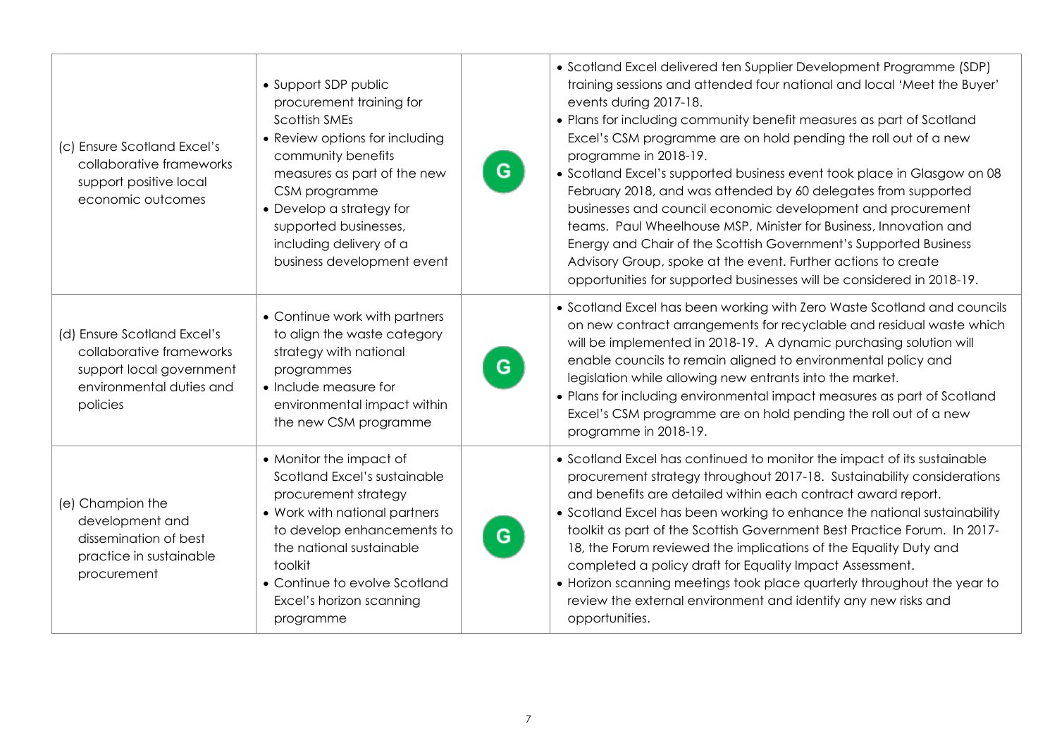| | | | |
|---|---|---|---|
| (c) Ensure Scotland Excel's collaborative frameworks support positive local economic outcomes | • Support SDP public procurement training for Scottish SMEs<br>• Review options for including community benefits measures as part of the new CSM programme<br>• Develop a strategy for supported businesses, including delivery of a business development event | G | • Scotland Excel delivered ten Supplier Development Programme (SDP) training sessions and attended four national and local 'Meet the Buyer' events during 2017-18.<br>• Plans for including community benefit measures as part of Scotland Excel's CSM programme are on hold pending the roll out of a new programme in 2018-19.<br>• Scotland Excel's supported business event took place in Glasgow on 08 February 2018, and was attended by 60 delegates from supported businesses and council economic development and procurement teams. Paul Wheelhouse MSP, Minister for Business, Innovation and Energy and Chair of the Scottish Government's Supported Business Advisory Group, spoke at the event. Further actions to create opportunities for supported businesses will be considered in 2018-19. |
| (d) Ensure Scotland Excel's collaborative frameworks support local government environmental duties and policies | • Continue work with partners to align the waste category strategy with national programmes<br>• Include measure for environmental impact within the new CSM programme | G | • Scotland Excel has been working with Zero Waste Scotland and councils on new contract arrangements for recyclable and residual waste which will be implemented in 2018-19. A dynamic purchasing solution will enable councils to remain aligned to environmental policy and legislation while allowing new entrants into the market.<br>• Plans for including environmental impact measures as part of Scotland Excel's CSM programme are on hold pending the roll out of a new programme in 2018-19. |
| (e) Champion the development and dissemination of best practice in sustainable procurement | • Monitor the impact of Scotland Excel's sustainable procurement strategy<br>• Work with national partners to develop enhancements to the national sustainable toolkit<br>• Continue to evolve Scotland Excel's horizon scanning programme | G | • Scotland Excel has continued to monitor the impact of its sustainable procurement strategy throughout 2017-18. Sustainability considerations and benefits are detailed within each contract award report.<br>• Scotland Excel has been working to enhance the national sustainability toolkit as part of the Scottish Government Best Practice Forum. In 2017-18, the Forum reviewed the implications of the Equality Duty and completed a policy draft for Equality Impact Assessment.<br>• Horizon scanning meetings took place quarterly throughout the year to review the external environment and identify any new risks and opportunities. |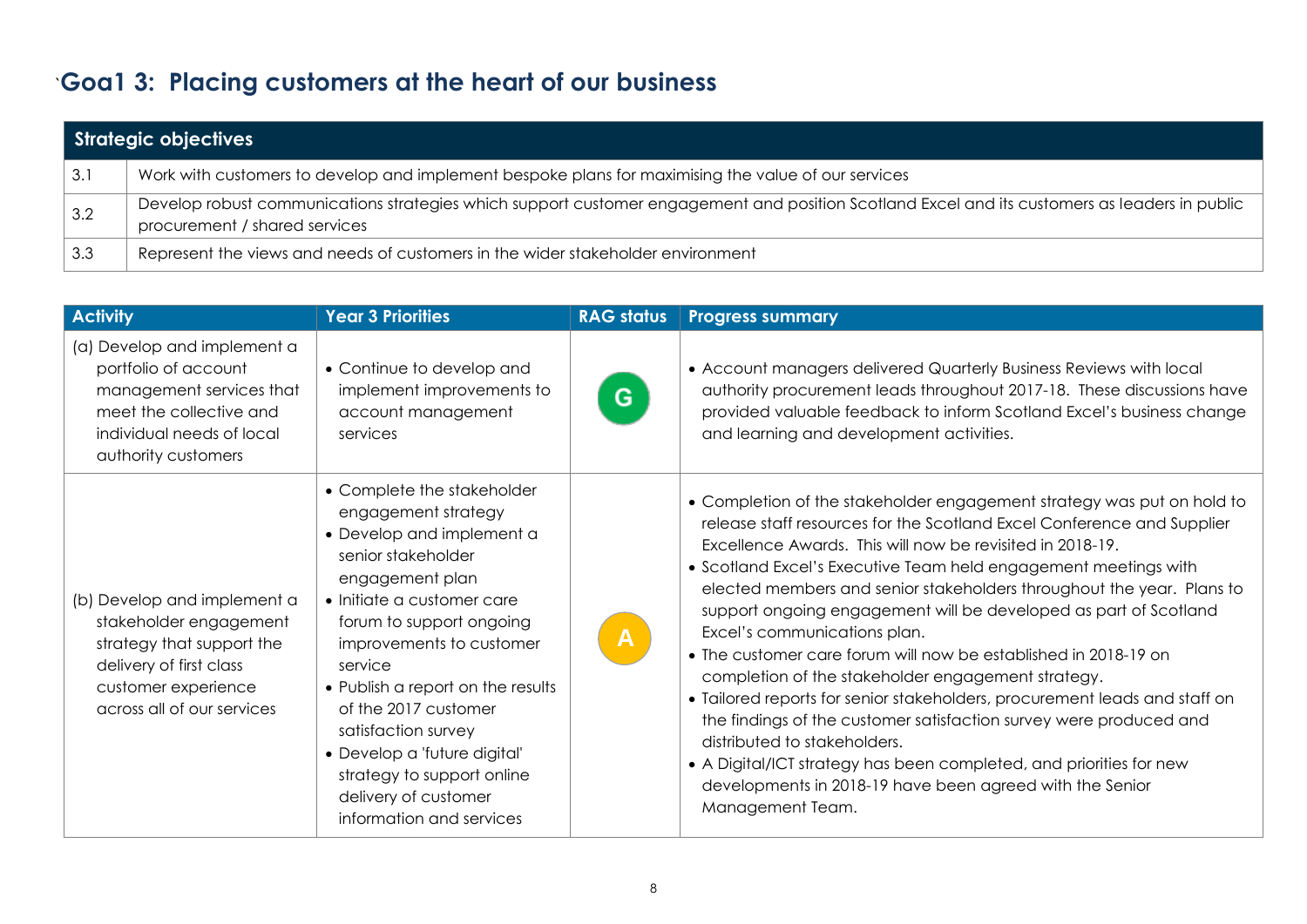# `Goa1 3: Placing customers at the heart of our business

| Strategic objectives | |
|---|---|
| 3.1 | Work with customers to develop and implement bespoke plans for maximising the value of our services |
| 3.2 | Develop robust communications strategies which support customer engagement and position Scotland Excel and its customers as leaders in public procurement / shared services |
| 3.3 | Represent the views and needs of customers in the wider stakeholder environment |

| Activity | Year 3 Priorities | RAG status | Progress summary |
|---|---|---|---|
| (a) Develop and implement a portfolio of account management services that meet the collective and individual needs of local authority customers | • Continue to develop and implement improvements to account management services | G | • Account managers delivered Quarterly Business Reviews with local authority procurement leads throughout 2017-18. These discussions have provided valuable feedback to inform Scotland Excel's business change and learning and development activities. |
| (b) Develop and implement a stakeholder engagement strategy that support the delivery of first class customer experience across all of our services | • Complete the stakeholder engagement strategy<br>• Develop and implement a senior stakeholder engagement plan<br>• Initiate a customer care forum to support ongoing improvements to customer service<br>• Publish a report on the results of the 2017 customer satisfaction survey<br>• Develop a 'future digital' strategy to support online delivery of customer information and services | A | • Completion of the stakeholder engagement strategy was put on hold to release staff resources for the Scotland Excel Conference and Supplier Excellence Awards. This will now be revisited in 2018-19.<br>• Scotland Excel's Executive Team held engagement meetings with elected members and senior stakeholders throughout the year. Plans to support ongoing engagement will be developed as part of Scotland Excel's communications plan.<br>• The customer care forum will now be established in 2018-19 on completion of the stakeholder engagement strategy.<br>• Tailored reports for senior stakeholders, procurement leads and staff on the findings of the customer satisfaction survey were produced and distributed to stakeholders.<br>• A Digital/ICT strategy has been completed, and priorities for new developments in 2018-19 have been agreed with the Senior Management Team. |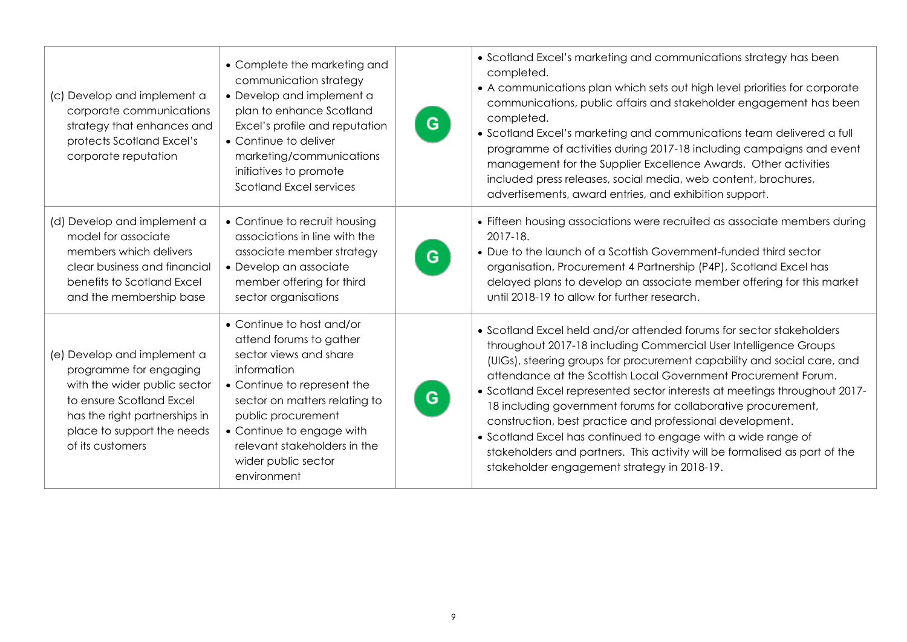| | | | |
|---|---|---|---|
| (c) Develop and implement a corporate communications strategy that enhances and protects Scotland Excel's corporate reputation | • Complete the marketing and communication strategy<br>• Develop and implement a plan to enhance Scotland Excel's profile and reputation<br>• Continue to deliver marketing/communications initiatives to promote Scotland Excel services | G | • Scotland Excel's marketing and communications strategy has been completed.<br>• A communications plan which sets out high level priorities for corporate communications, public affairs and stakeholder engagement has been completed.<br>• Scotland Excel's marketing and communications team delivered a full programme of activities during 2017-18 including campaigns and event management for the Supplier Excellence Awards. Other activities included press releases, social media, web content, brochures, advertisements, award entries, and exhibition support. |
| (d) Develop and implement a model for associate members which delivers clear business and financial benefits to Scotland Excel and the membership base | • Continue to recruit housing associations in line with the associate member strategy<br>• Develop an associate member offering for third sector organisations | G | • Fifteen housing associations were recruited as associate members during 2017-18.<br>• Due to the launch of a Scottish Government-funded third sector organisation, Procurement 4 Partnership (P4P), Scotland Excel has delayed plans to develop an associate member offering for this market until 2018-19 to allow for further research. |
| (e) Develop and implement a programme for engaging with the wider public sector to ensure Scotland Excel has the right partnerships in place to support the needs of its customers | • Continue to host and/or attend forums to gather sector views and share information<br>• Continue to represent the sector on matters relating to public procurement<br>• Continue to engage with relevant stakeholders in the wider public sector environment | G | • Scotland Excel held and/or attended forums for sector stakeholders throughout 2017-18 including Commercial User Intelligence Groups (UIGs), steering groups for procurement capability and social care, and attendance at the Scottish Local Government Procurement Forum.<br>• Scotland Excel represented sector interests at meetings throughout 2017-18 including government forums for collaborative procurement, construction, best practice and professional development.<br>• Scotland Excel has continued to engage with a wide range of stakeholders and partners. This activity will be formalised as part of the stakeholder engagement strategy in 2018-19. |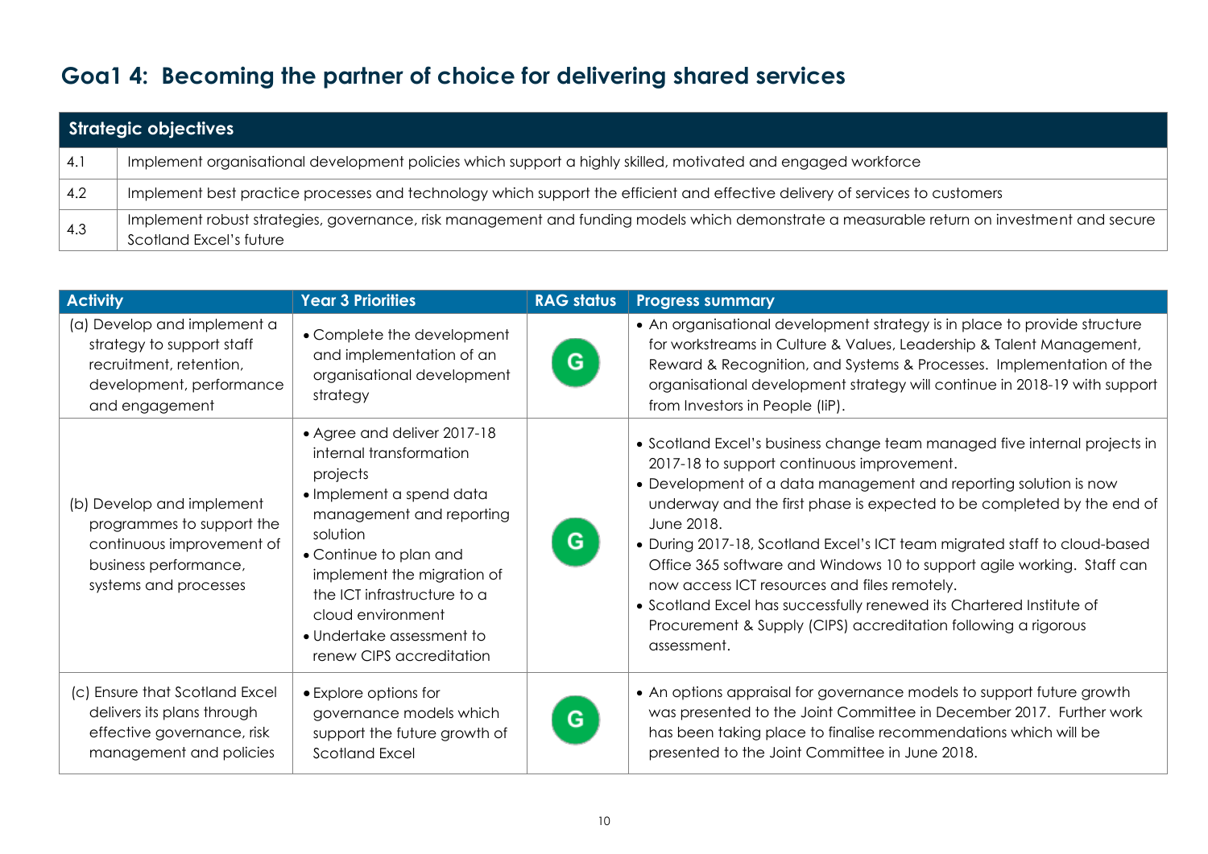## Goa1 4: Becoming the partner of choice for delivering shared services

| Strategic objectives | |
|---|---|
| 4.1 | Implement organisational development policies which support a highly skilled, motivated and engaged workforce |
| 4.2 | Implement best practice processes and technology which support the efficient and effective delivery of services to customers |
| 4.3 | Implement robust strategies, governance, risk management and funding models which demonstrate a measurable return on investment and secure Scotland Excel's future |

| Activity | Year 3 Priorities | RAG status | Progress summary |
|---|---|---|---|
| (a) Develop and implement a strategy to support staff recruitment, retention, development, performance and engagement | • Complete the development and implementation of an organisational development strategy | G | • An organisational development strategy is in place to provide structure for workstreams in Culture & Values, Leadership & Talent Management, Reward & Recognition, and Systems & Processes. Implementation of the organisational development strategy will continue in 2018-19 with support from Investors in People (IiP). |
| (b) Develop and implement programmes to support the continuous improvement of business performance, systems and processes | • Agree and deliver 2017-18 internal transformation projects<br>• Implement a spend data management and reporting solution<br>• Continue to plan and implement the migration of the ICT infrastructure to a cloud environment<br>• Undertake assessment to renew CIPS accreditation | G | • Scotland Excel's business change team managed five internal projects in 2017-18 to support continuous improvement.<br>• Development of a data management and reporting solution is now underway and the first phase is expected to be completed by the end of June 2018.<br>• During 2017-18, Scotland Excel's ICT team migrated staff to cloud-based Office 365 software and Windows 10 to support agile working. Staff can now access ICT resources and files remotely.<br>• Scotland Excel has successfully renewed its Chartered Institute of Procurement & Supply (CIPS) accreditation following a rigorous assessment. |
| (c) Ensure that Scotland Excel delivers its plans through effective governance, risk management and policies | • Explore options for governance models which support the future growth of Scotland Excel | G | • An options appraisal for governance models to support future growth was presented to the Joint Committee in December 2017. Further work has been taking place to finalise recommendations which will be presented to the Joint Committee in June 2018. |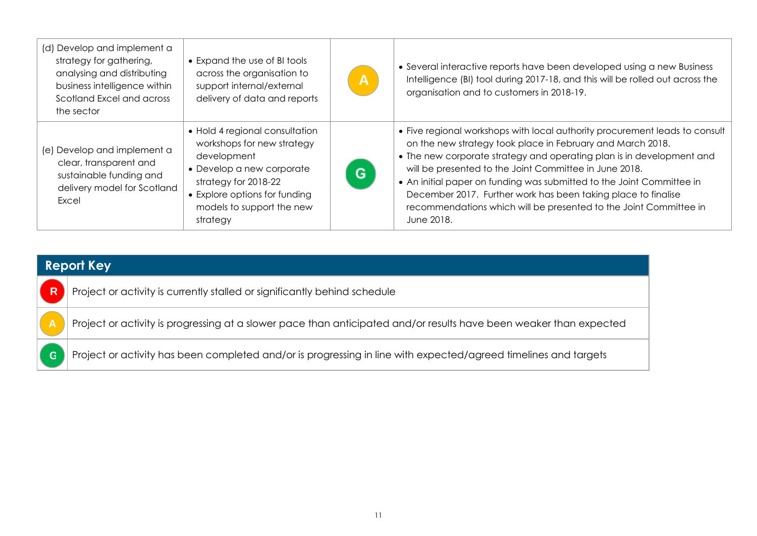| | | | |
|---|---|---|---|
| (d) Develop and implement a strategy for gathering, analysing and distributing business intelligence within Scotland Excel and across the sector | • Expand the use of BI tools across the organisation to support internal/external delivery of data and reports | A | • Several interactive reports have been developed using a new Business Intelligence (BI) tool during 2017-18, and this will be rolled out across the organisation and to customers in 2018-19. |
| (e) Develop and implement a clear, transparent and sustainable funding and delivery model for Scotland Excel | • Hold 4 regional consultation workshops for new strategy development<br>• Develop a new corporate strategy for 2018-22<br>• Explore options for funding models to support the new strategy | G | • Five regional workshops with local authority procurement leads to consult on the new strategy took place in February and March 2018.<br>• The new corporate strategy and operating plan is in development and will be presented to the Joint Committee in June 2018.<br>• An initial paper on funding was submitted to the Joint Committee in December 2017. Further work has been taking place to finalise recommendations which will be presented to the Joint Committee in June 2018. |

| Report Key | |
|---|---|
| R | Project or activity is currently stalled or significantly behind schedule |
| A | Project or activity is progressing at a slower pace than anticipated and/or results have been weaker than expected |
| G | Project or activity has been completed and/or is progressing in line with expected/agreed timelines and targets |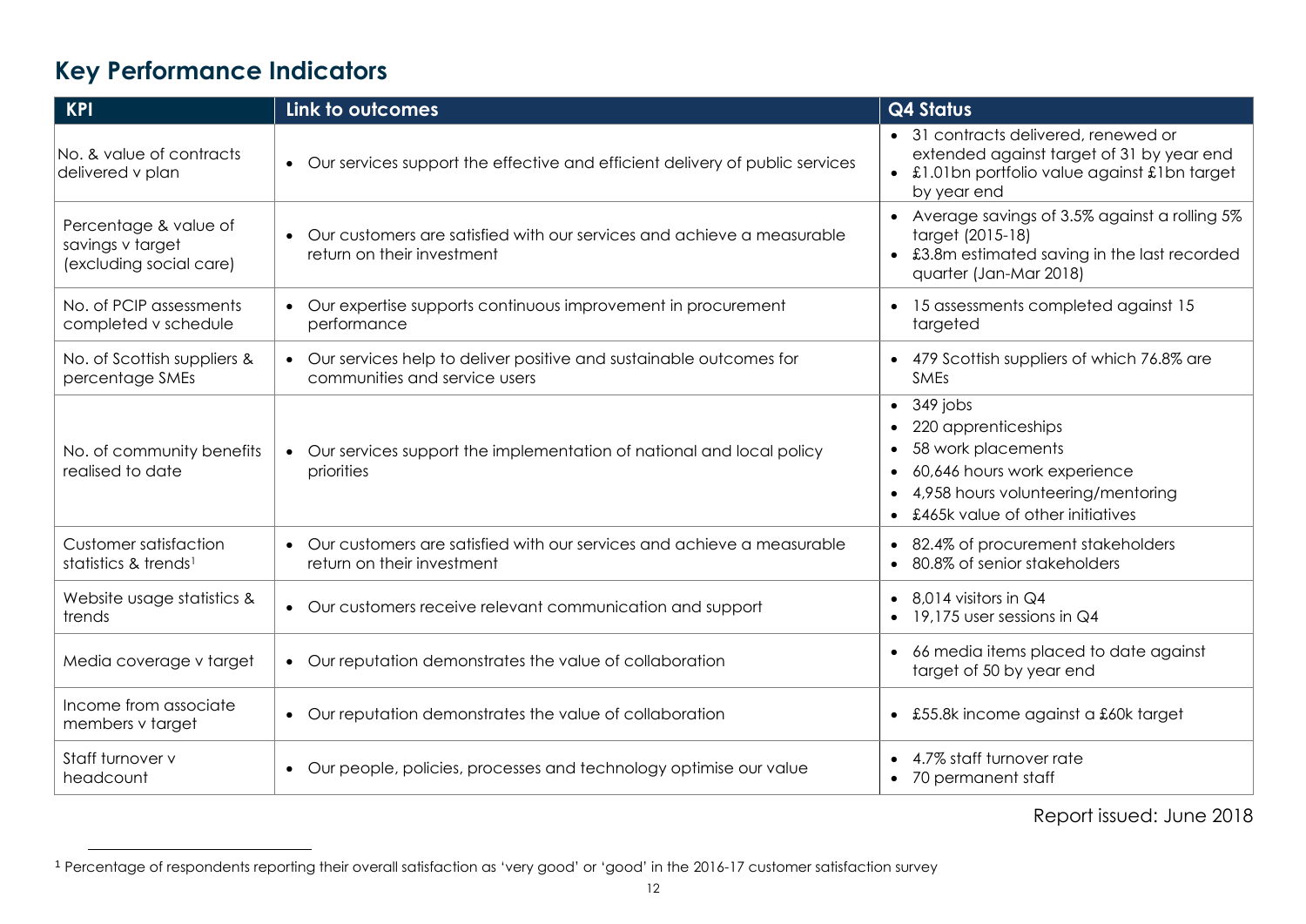# Key Performance Indicators

| KPI | Link to outcomes | Q4 Status |
|---|---|---|
| No. & value of contracts delivered v plan | • Our services support the effective and efficient delivery of public services | • 31 contracts delivered, renewed or extended against target of 31 by year end<br>• £1.01bn portfolio value against £1bn target by year end |
| Percentage & value of savings v target (excluding social care) | • Our customers are satisfied with our services and achieve a measurable return on their investment | • Average savings of 3.5% against a rolling 5% target (2015-18)<br>• £3.8m estimated saving in the last recorded quarter (Jan-Mar 2018) |
| No. of PCIP assessments completed v schedule | • Our expertise supports continuous improvement in procurement performance | • 15 assessments completed against 15 targeted |
| No. of Scottish suppliers & percentage SMEs | • Our services help to deliver positive and sustainable outcomes for communities and service users | • 479 Scottish suppliers of which 76.8% are SMEs |
| No. of community benefits realised to date | • Our services support the implementation of national and local policy priorities | • 349 jobs<br>• 220 apprenticeships<br>• 58 work placements<br>• 60,646 hours work experience<br>• 4,958 hours volunteering/mentoring<br>• £465k value of other initiatives |
| Customer satisfaction statistics & trends[1] | • Our customers are satisfied with our services and achieve a measurable return on their investment | • 82.4% of procurement stakeholders<br>• 80.8% of senior stakeholders |
| Website usage statistics & trends | • Our customers receive relevant communication and support | • 8,014 visitors in Q4<br>• 19,175 user sessions in Q4 |
| Media coverage v target | • Our reputation demonstrates the value of collaboration | • 66 media items placed to date against target of 50 by year end |
| Income from associate members v target | • Our reputation demonstrates the value of collaboration | • £55.8k income against a £60k target |
| Staff turnover v headcount | • Our people, policies, processes and technology optimise our value | • 4.7% staff turnover rate<br>• 70 permanent staff |

Report issued: June 2018

[1] Percentage of respondents reporting their overall satisfaction as 'very good' or 'good' in the 2016-17 customer satisfaction survey